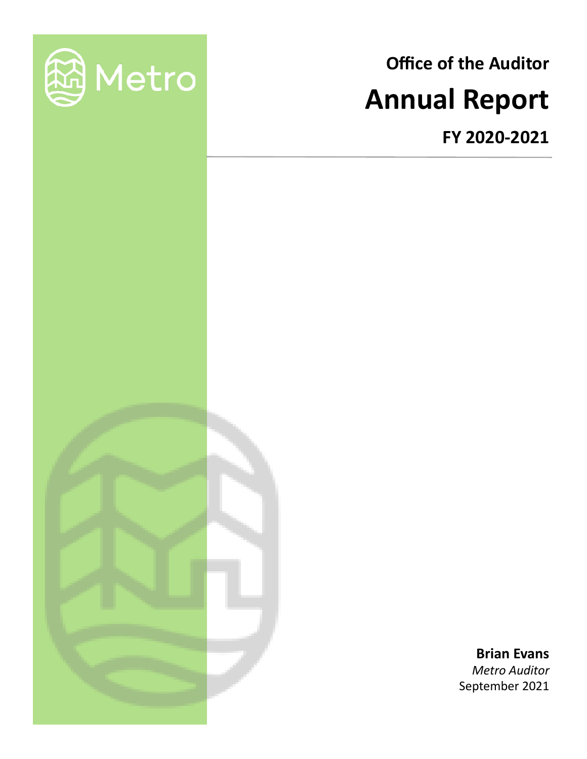Metro

**Office of the Auditor**

# Annual Report

**FY 2020-2021**

**Brian Evans**
*Metro Auditor*
September 2021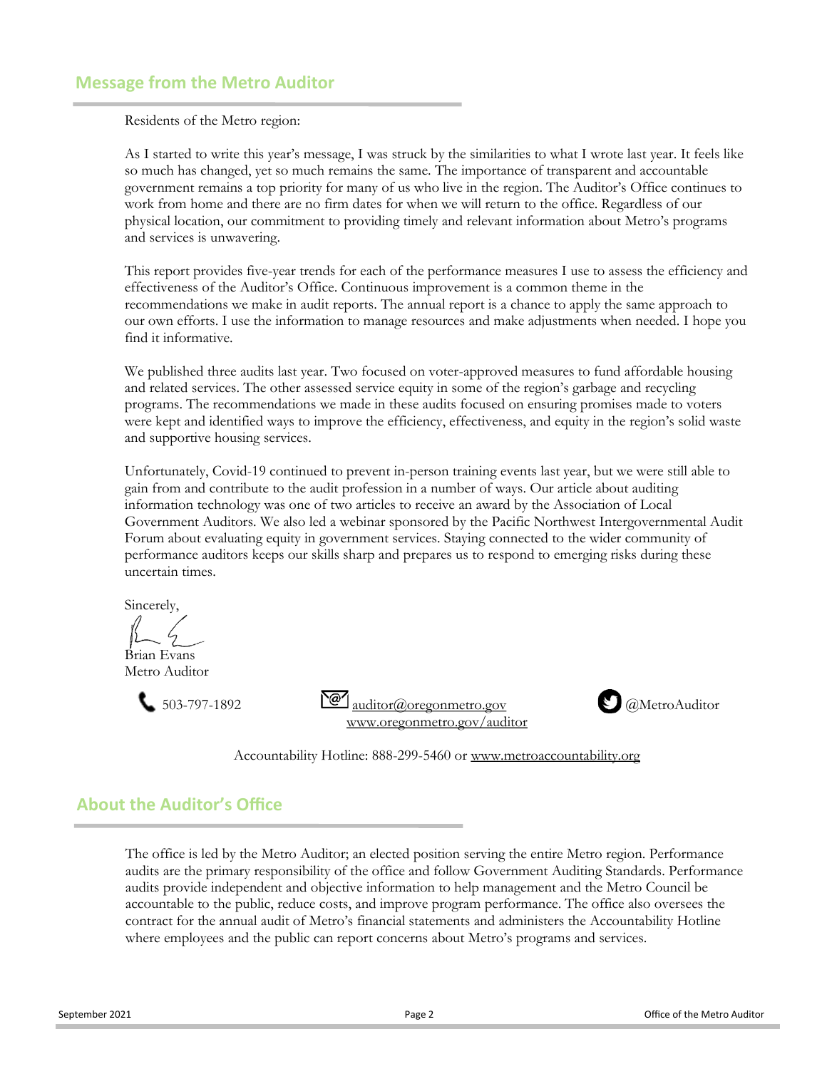## Message from the Metro Auditor

Residents of the Metro region:

As I started to write this year's message, I was struck by the similarities to what I wrote last year. It feels like so much has changed, yet so much remains the same. The importance of transparent and accountable government remains a top priority for many of us who live in the region. The Auditor's Office continues to work from home and there are no firm dates for when we will return to the office. Regardless of our physical location, our commitment to providing timely and relevant information about Metro's programs and services is unwavering.

This report provides five-year trends for each of the performance measures I use to assess the efficiency and effectiveness of the Auditor's Office. Continuous improvement is a common theme in the recommendations we make in audit reports. The annual report is a chance to apply the same approach to our own efforts. I use the information to manage resources and make adjustments when needed. I hope you find it informative.

We published three audits last year. Two focused on voter-approved measures to fund affordable housing and related services. The other assessed service equity in some of the region's garbage and recycling programs. The recommendations we made in these audits focused on ensuring promises made to voters were kept and identified ways to improve the efficiency, effectiveness, and equity in the region's solid waste and supportive housing services.

Unfortunately, Covid-19 continued to prevent in-person training events last year, but we were still able to gain from and contribute to the audit profession in a number of ways. Our article about auditing information technology was one of two articles to receive an award by the Association of Local Government Auditors. We also led a webinar sponsored by the Pacific Northwest Intergovernmental Audit Forum about evaluating equity in government services. Staying connected to the wider community of performance auditors keeps our skills sharp and prepares us to respond to emerging risks during these uncertain times.

Sincerely,

Brian Evans
Metro Auditor

503-797-1892 | auditor@oregonmetro.gov | @MetroAuditor
www.oregonmetro.gov/auditor

Accountability Hotline: 888-299-5460 or www.metroaccountability.org

## About the Auditor's Office

The office is led by the Metro Auditor; an elected position serving the entire Metro region. Performance audits are the primary responsibility of the office and follow Government Auditing Standards. Performance audits provide independent and objective information to help management and the Metro Council be accountable to the public, reduce costs, and improve program performance. The office also oversees the contract for the annual audit of Metro's financial statements and administers the Accountability Hotline where employees and the public can report concerns about Metro's programs and services.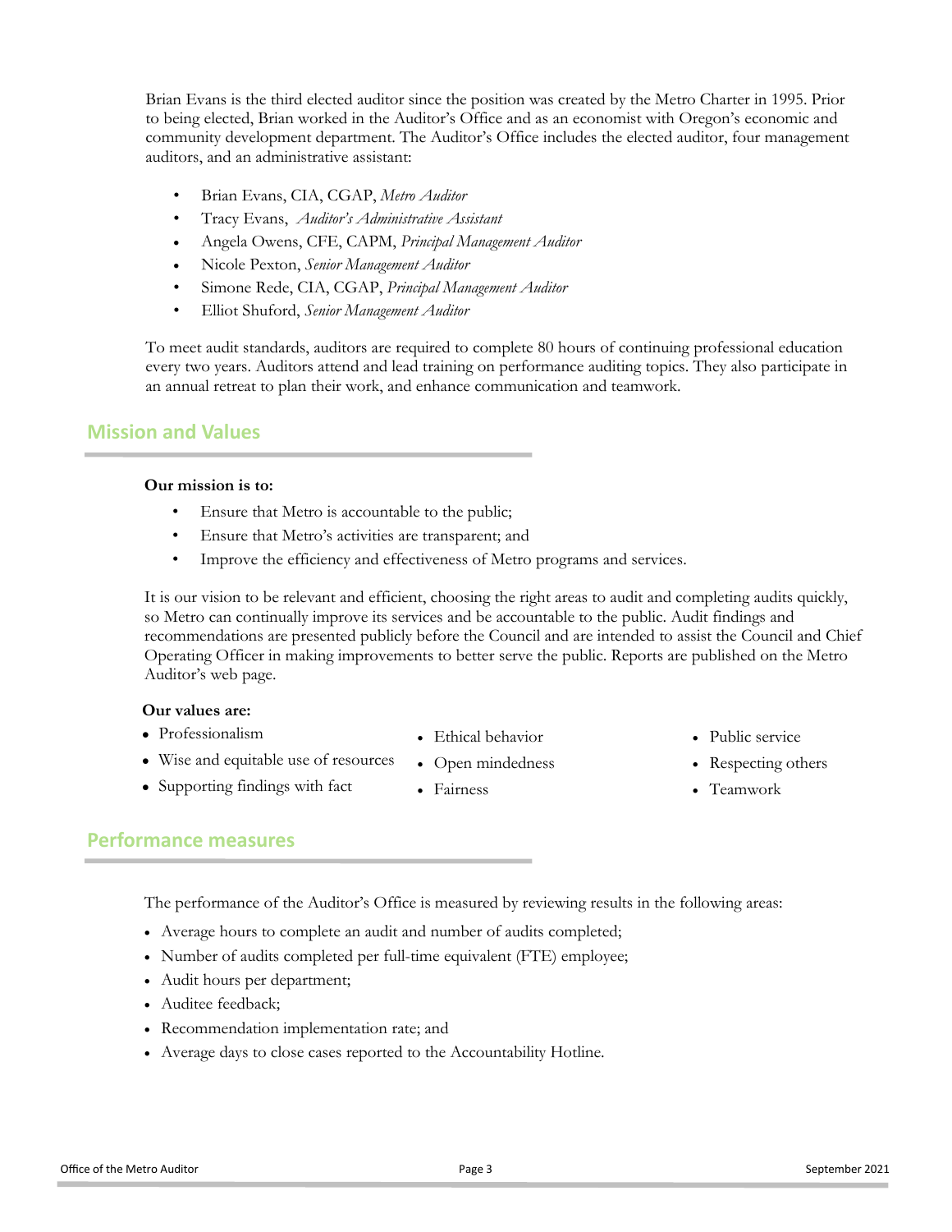Brian Evans is the third elected auditor since the position was created by the Metro Charter in 1995. Prior to being elected, Brian worked in the Auditor's Office and as an economist with Oregon's economic and community development department. The Auditor's Office includes the elected auditor, four management auditors, and an administrative assistant:

- Brian Evans, CIA, CGAP, *Metro Auditor*
- Tracy Evans, *Auditor's Administrative Assistant*
- Angela Owens, CFE, CAPM, *Principal Management Auditor*
- Nicole Pexton, *Senior Management Auditor*
- Simone Rede, CIA, CGAP, *Principal Management Auditor*
- Elliot Shuford, *Senior Management Auditor*

To meet audit standards, auditors are required to complete 80 hours of continuing professional education every two years. Auditors attend and lead training on performance auditing topics. They also participate in an annual retreat to plan their work, and enhance communication and teamwork.

## Mission and Values

**Our mission is to:**

- Ensure that Metro is accountable to the public;
- Ensure that Metro's activities are transparent; and
- Improve the efficiency and effectiveness of Metro programs and services.

It is our vision to be relevant and efficient, choosing the right areas to audit and completing audits quickly, so Metro can continually improve its services and be accountable to the public. Audit findings and recommendations are presented publicly before the Council and are intended to assist the Council and Chief Operating Officer in making improvements to better serve the public. Reports are published on the Metro Auditor's web page.

**Our values are:**

- Professionalism
- Wise and equitable use of resources
- Supporting findings with fact
- Ethical behavior
- Open mindedness
- Fairness
- Public service
- Respecting others
- Teamwork

## Performance measures

The performance of the Auditor's Office is measured by reviewing results in the following areas:

- Average hours to complete an audit and number of audits completed;
- Number of audits completed per full-time equivalent (FTE) employee;
- Audit hours per department;
- Auditee feedback;
- Recommendation implementation rate; and
- Average days to close cases reported to the Accountability Hotline.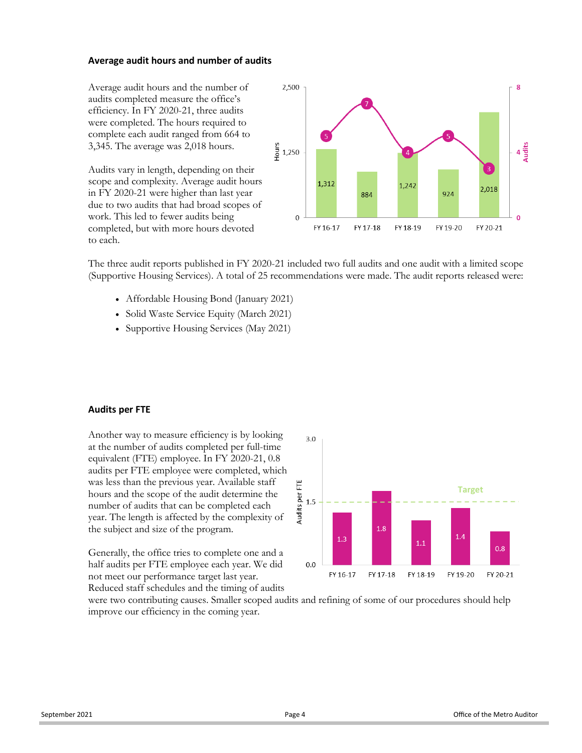### Average audit hours and number of audits

Average audit hours and the number of audits completed measure the office's efficiency. In FY 2020-21, three audits were completed. The hours required to complete each audit ranged from 664 to 3,345. The average was 2,018 hours.

Audits vary in length, depending on their scope and complexity. Average audit hours in FY 2020-21 were higher than last year due to two audits that had broad scopes of work. This led to fewer audits being completed, but with more hours devoted to each.

| | FY 16-17 | FY 17-18 | FY 18-19 | FY 19-20 | FY 20-21 |
|---|---|---|---|---|---|
| Hours | 1,312 | 884 | 1,242 | 924 | 2,018 |
| Audits | 5 | 7 | 4 | 5 | 3 |

The three audit reports published in FY 2020-21 included two full audits and one audit with a limited scope (Supportive Housing Services). A total of 25 recommendations were made. The audit reports released were:

- Affordable Housing Bond (January 2021)
- Solid Waste Service Equity (March 2021)
- Supportive Housing Services (May 2021)

### Audits per FTE

Another way to measure efficiency is by looking at the number of audits completed per full-time equivalent (FTE) employee. In FY 2020-21, 0.8 audits per FTE employee were completed, which was less than the previous year. Available staff hours and the scope of the audit determine the number of audits that can be completed each year. The length is affected by the complexity of the subject and size of the program.

Generally, the office tries to complete one and a half audits per FTE employee each year. We did not meet our performance target last year. Reduced staff schedules and the timing of audits were two contributing causes. Smaller scoped audits and refining of some of our procedures should help improve our efficiency in the coming year.

| | FY 16-17 | FY 17-18 | FY 18-19 | FY 19-20 | FY 20-21 |
|---|---|---|---|---|---|
| Audits per FTE | 1.3 | 1.8 | 1.1 | 1.4 | 0.8 |
| Target | 1.5 | 1.5 | 1.5 | 1.5 | 1.5 |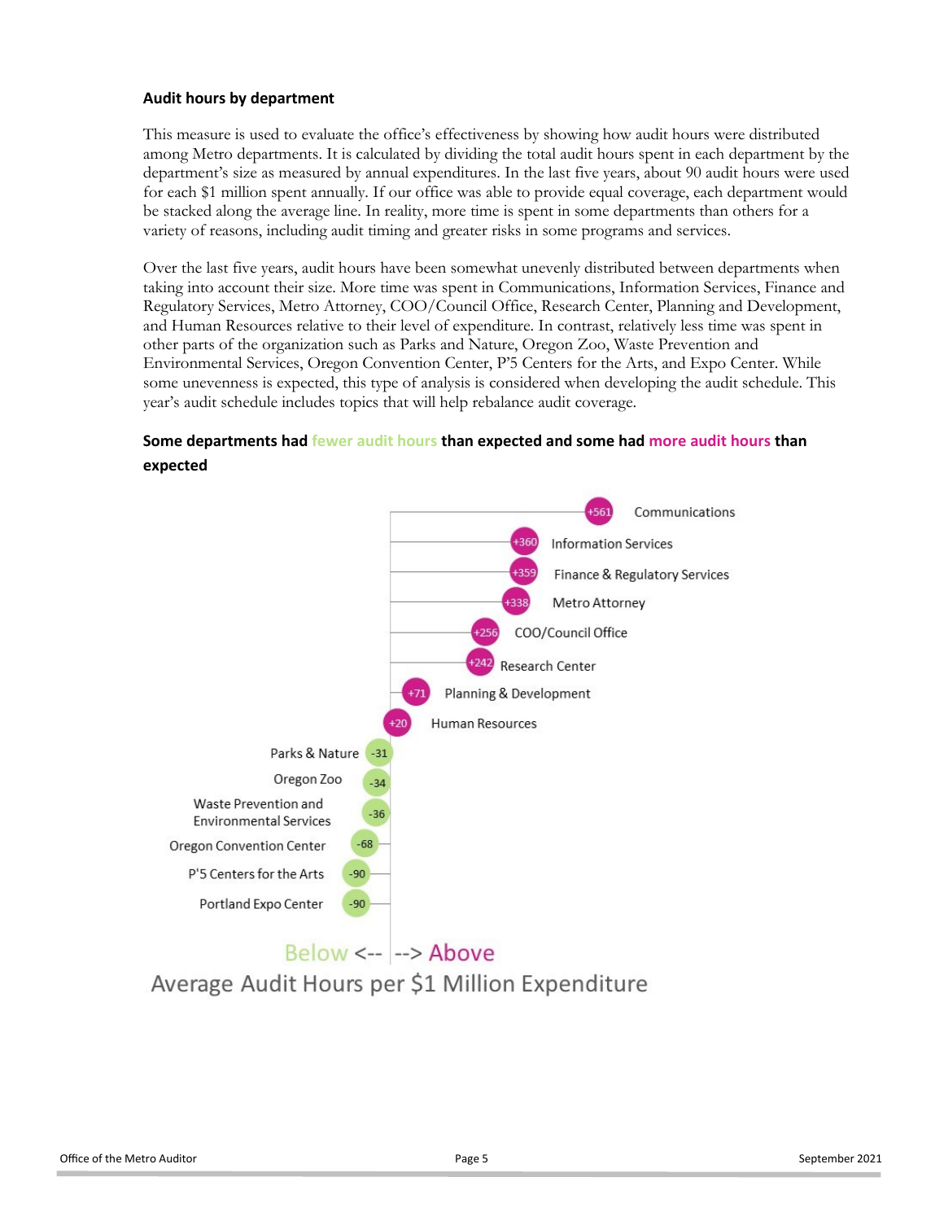### Audit hours by department

This measure is used to evaluate the office's effectiveness by showing how audit hours were distributed among Metro departments. It is calculated by dividing the total audit hours spent in each department by the department's size as measured by annual expenditures. In the last five years, about 90 audit hours were used for each $1 million spent annually. If our office was able to provide equal coverage, each department would be stacked along the average line. In reality, more time is spent in some departments than others for a variety of reasons, including audit timing and greater risks in some programs and services.

Over the last five years, audit hours have been somewhat unevenly distributed between departments when taking into account their size. More time was spent in Communications, Information Services, Finance and Regulatory Services, Metro Attorney, COO/Council Office, Research Center, Planning and Development, and Human Resources relative to their level of expenditure. In contrast, relatively less time was spent in other parts of the organization such as Parks and Nature, Oregon Zoo, Waste Prevention and Environmental Services, Oregon Convention Center, P'5 Centers for the Arts, and Expo Center. While some unevenness is expected, this type of analysis is considered when developing the audit schedule. This year's audit schedule includes topics that will help rebalance audit coverage.

**Some departments had fewer audit hours than expected and some had more audit hours than expected**

| Department | Average Audit Hours per $1 Million Expenditure (Below <-- --> Above) |
|---|---|
| Communications | +561 |
| Information Services | +360 |
| Finance & Regulatory Services | +359 |
| Metro Attorney | +338 |
| COO/Council Office | +256 |
| Research Center | +242 |
| Planning & Development | +71 |
| Human Resources | +20 |
| Parks & Nature | -31 |
| Oregon Zoo | -34 |
| Waste Prevention and Environmental Services | -36 |
| Oregon Convention Center | -68 |
| P'5 Centers for the Arts | -90 |
| Portland Expo Center | -90 |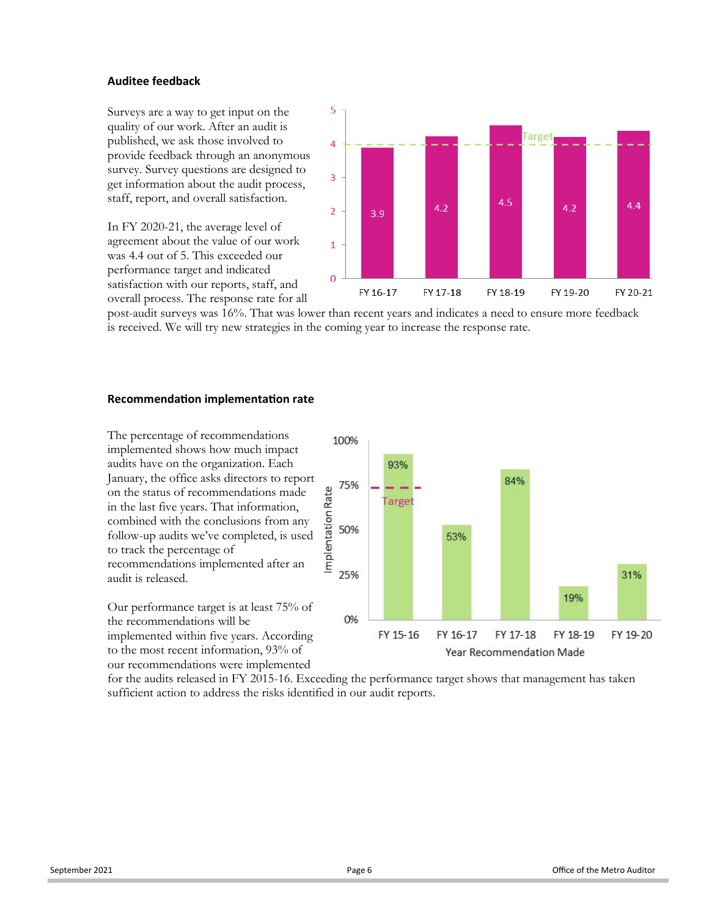### Auditee feedback

Surveys are a way to get input on the quality of our work. After an audit is published, we ask those involved to provide feedback through an anonymous survey. Survey questions are designed to get information about the audit process, staff, report, and overall satisfaction.

In FY 2020-21, the average level of agreement about the value of our work was 4.4 out of 5. This exceeded our performance target and indicated satisfaction with our reports, staff, and overall process. The response rate for all post-audit surveys was 16%. That was lower than recent years and indicates a need to ensure more feedback is received. We will try new strategies in the coming year to increase the response rate.

| | FY 16-17 | FY 17-18 | FY 18-19 | FY 19-20 | FY 20-21 |
|---|---|---|---|---|---|
| Average level of agreement (Target: 4) | 3.9 | 4.2 | 4.5 | 4.2 | 4.4 |

### Recommendation implementation rate

The percentage of recommendations implemented shows how much impact audits have on the organization. Each January, the office asks directors to report on the status of recommendations made in the last five years. That information, combined with the conclusions from any follow-up audits we've completed, is used to track the percentage of recommendations implemented after an audit is released.

Our performance target is at least 75% of the recommendations will be implemented within five years. According to the most recent information, 93% of our recommendations were implemented for the audits released in FY 2015-16. Exceeding the performance target shows that management has taken sufficient action to address the risks identified in our audit reports.

| Year Recommendation Made | FY 15-16 | FY 16-17 | FY 17-18 | FY 18-19 | FY 19-20 |
|---|---|---|---|---|---|
| Implementation Rate (Target: 75%) | 93% | 53% | 84% | 19% | 31% |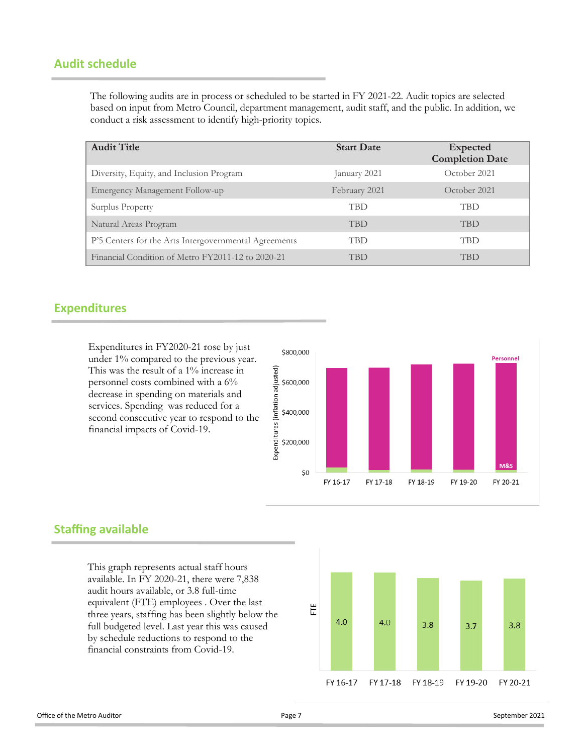## Audit schedule

The following audits are in process or scheduled to be started in FY 2021-22. Audit topics are selected based on input from Metro Council, department management, audit staff, and the public. In addition, we conduct a risk assessment to identify high-priority topics.

| Audit Title | Start Date | Expected Completion Date |
|---|---|---|
| Diversity, Equity, and Inclusion Program | January 2021 | October 2021 |
| Emergency Management Follow-up | February 2021 | October 2021 |
| Surplus Property | TBD | TBD |
| Natural Areas Program | TBD | TBD |
| P'5 Centers for the Arts Intergovernmental Agreements | TBD | TBD |
| Financial Condition of Metro FY2011-12 to 2020-21 | TBD | TBD |

## Expenditures

Expenditures in FY2020-21 rose by just under 1% compared to the previous year. This was the result of a 1% increase in personnel costs combined with a 6% decrease in spending on materials and services. Spending was reduced for a second consecutive year to respond to the financial impacts of Covid-19.

## Staffing available

This graph represents actual staff hours available. In FY 2020-21, there were 7,838 audit hours available, or 3.8 full-time equivalent (FTE) employees . Over the last three years, staffing has been slightly below the full budgeted level. Last year this was caused by schedule reductions to respond to the financial constraints from Covid-19.

| | FY 16-17 | FY 17-18 | FY 18-19 | FY 19-20 | FY 20-21 |
|---|---|---|---|---|---|
| FTE | 4.0 | 4.0 | 3.8 | 3.7 | 3.8 |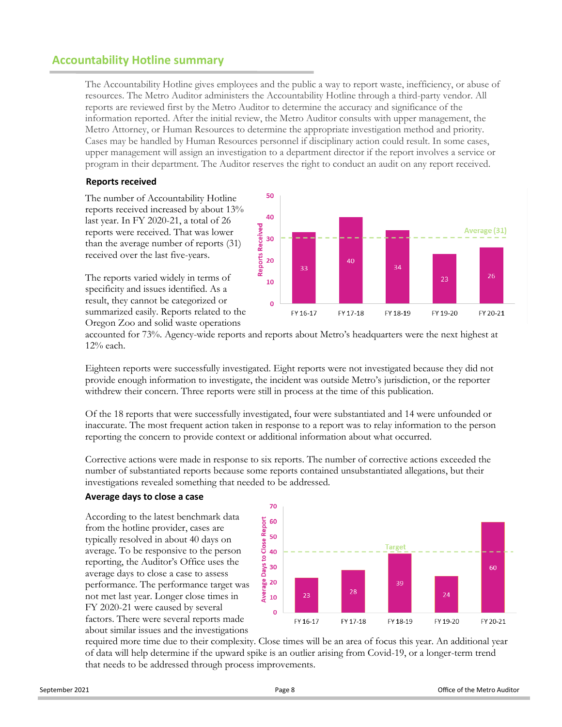## Accountability Hotline summary

The Accountability Hotline gives employees and the public a way to report waste, inefficiency, or abuse of resources. The Metro Auditor administers the Accountability Hotline through a third-party vendor. All reports are reviewed first by the Metro Auditor to determine the accuracy and significance of the information reported. After the initial review, the Metro Auditor consults with upper management, the Metro Attorney, or Human Resources to determine the appropriate investigation method and priority. Cases may be handled by Human Resources personnel if disciplinary action could result. In some cases, upper management will assign an investigation to a department director if the report involves a service or program in their department. The Auditor reserves the right to conduct an audit on any report received.

### Reports received

The number of Accountability Hotline reports received increased by about 13% last year. In FY 2020-21, a total of 26 reports were received. That was lower than the average number of reports (31) received over the last five-years.

Reports Received
50
40
30
20
10
0
Average (31)
33
40
34
23
26
FY 16-17
FY 17-18
FY 18-19
FY 19-20
FY 20-21

The reports varied widely in terms of specificity and issues identified. As a result, they cannot be categorized or summarized easily. Reports related to the Oregon Zoo and solid waste operations accounted for 73%. Agency-wide reports and reports about Metro's headquarters were the next highest at 12% each.

Eighteen reports were successfully investigated. Eight reports were not investigated because they did not provide enough information to investigate, the incident was outside Metro's jurisdiction, or the reporter withdrew their concern. Three reports were still in process at the time of this publication.

Of the 18 reports that were successfully investigated, four were substantiated and 14 were unfounded or inaccurate. The most frequent action taken in response to a report was to relay information to the person reporting the concern to provide context or additional information about what occurred.

Corrective actions were made in response to six reports. The number of corrective actions exceeded the number of substantiated reports because some reports contained unsubstantiated allegations, but their investigations revealed something that needed to be addressed.

### Average days to close a case

According to the latest benchmark data from the hotline provider, cases are typically resolved in about 40 days on average. To be responsive to the person reporting, the Auditor's Office uses the average days to close a case to assess performance. The performance target was not met last year. Longer close times in FY 2020-21 were caused by several factors. There were several reports made about similar issues and the investigations required more time due to their complexity. Close times will be an area of focus this year. An additional year of data will help determine if the upward spike is an outlier arising from Covid-19, or a longer-term trend that needs to be addressed through process improvements.

Average Days to Close Report
70
60
50
40
30
20
10
0
Target
23
28
39
24
60
FY 16-17
FY 17-18
FY 18-19
FY 19-20
FY 20-21